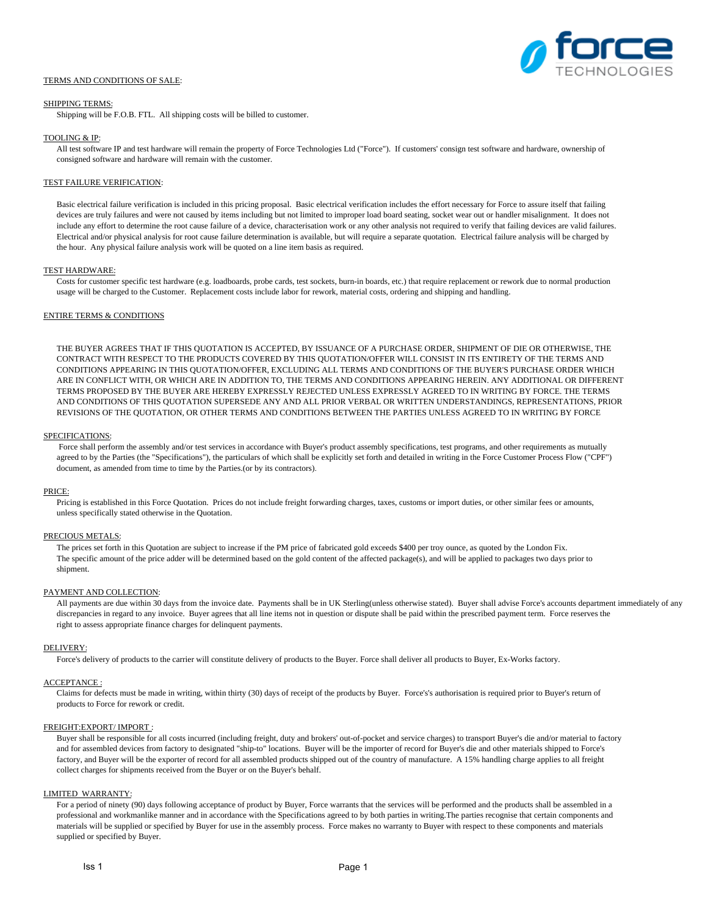TERMS AND CONDITIONS OF SALE:

SHIPPING TERMS:

Shipping will be F.O.B. FTL. All shipping costs will be billed to customer.

TOOLING & IP:

All test software IP and test hardware will remain the property of Force Technologies Ltd ("Force"). If customers' consign test software and hardware, ownership of consigned software and hardware will remain with the customer.

TEST FAILURE VERIFICATION:

Basic electrical failure verification is included in this pricing proposal. Basic electrical verification includes the effort necessary for Force to assure itself that failing devices are truly failures and were not caused by items including but not limited to improper load board seating, socket wear out or handler misalignment. It does not include any effort to determine the root cause failure of a device, characterisation work or any other analysis not required to verify that failing devices are valid failures. Electrical and/or physical analysis for root cause failure determination is available, but will require a separate quotation. Electrical failure analysis will be charged by the hour. Any physical failure analysis work will be quoted on a line item basis as required.

TEST HARDWARE:

Costs for customer specific test hardware (e.g. loadboards, probe cards, test sockets, burn-in boards, etc.) that require replacement or rework due to normal production usage will be charged to the Customer. Replacement costs include labor for rework, material costs, ordering and shipping and handling.

ENTIRE TERMS & CONDITIONS

THE BUYER AGREES THAT IF THIS QUOTATION IS ACCEPTED, BY ISSUANCE OF A PURCHASE ORDER, SHIPMENT OF DIE OR OTHERWISE, THE CONTRACT WITH RESPECT TO THE PRODUCTS COVERED BY THIS QUOTATION/OFFER WILL CONSIST IN ITS ENTIRETY OF THE TERMS AND CONDITIONS APPEARING IN THIS QUOTATION/OFFER, EXCLUDING ALL TERMS AND CONDITIONS OF THE BUYER'S PURCHASE ORDER WHICH ARE IN CONFLICT WITH, OR WHICH ARE IN ADDITION TO, THE TERMS AND CONDITIONS APPEARING HEREIN. ANY ADDITIONAL OR DIFFERENT TERMS PROPOSED BY THE BUYER ARE HEREBY EXPRESSLY REJECTED UNLESS EXPRESSLY AGREED TO IN WRITING BY FORCE. THE TERMS AND CONDITIONS OF THIS QUOTATION SUPERSEDE ANY AND ALL PRIOR VERBAL OR WRITTEN UNDERSTANDINGS, REPRESENTATIONS, PRIOR REVISIONS OF THE QUOTATION, OR OTHER TERMS AND CONDITIONS BETWEEN THE PARTIES UNLESS AGREED TO IN WRITING BY FORCE

SPECIFICATIONS:

Force shall perform the assembly and/or test services in accordance with Buyer's product assembly specifications, test programs, and other requirements as mutually agreed to by the Parties (the "Specifications"), the particulars of which shall be explicitly set forth and detailed in writing in the Force Customer Process Flow ("CPF") document, as amended from time to time by the Parties.(or by its contractors).

PRICE:

Pricing is established in this Force Quotation. Prices do not include freight forwarding charges, taxes, customs or import duties, or other similar fees or amounts, unless specifically stated otherwise in the Quotation.

PRECIOUS METALS:

The prices set forth in this Quotation are subject to increase if the PM price of fabricated gold exceeds $400 per troy ounce, as quoted by the London Fix. The specific amount of the price adder will be determined based on the gold content of the affected package(s), and will be applied to packages two days prior to shipment.

PAYMENT AND COLLECTION:

All payments are due within 30 days from the invoice date. Payments shall be in UK Sterling(unless otherwise stated). Buyer shall advise Force's accounts department immediately of any discrepancies in regard to any invoice. Buyer agrees that all line items not in question or dispute shall be paid within the prescribed payment term. Force reserves the right to assess appropriate finance charges for delinquent payments.

DELIVERY:

Force's delivery of products to the carrier will constitute delivery of products to the Buyer. Force shall deliver all products to Buyer, Ex-Works factory.

ACCEPTANCE :

Claims for defects must be made in writing, within thirty (30) days of receipt of the products by Buyer. Force's's authorisation is required prior to Buyer's return of products to Force for rework or credit.

FREIGHT:EXPORT/ IMPORT :

Buyer shall be responsible for all costs incurred (including freight, duty and brokers' out-of-pocket and service charges) to transport Buyer's die and/or material to factory and for assembled devices from factory to designated "ship-to" locations. Buyer will be the importer of record for Buyer's die and other materials shipped to Force's factory, and Buyer will be the exporter of record for all assembled products shipped out of the country of manufacture. A 15% handling charge applies to all freight collect charges for shipments received from the Buyer or on the Buyer's behalf.

LIMITED WARRANTY:

For a period of ninety (90) days following acceptance of product by Buyer, Force warrants that the services will be performed and the products shall be assembled in a professional and workmanlike manner and in accordance with the Specifications agreed to by both parties in writing.The parties recognise that certain components and materials will be supplied or specified by Buyer for use in the assembly process. Force makes no warranty to Buyer with respect to these components and materials supplied or specified by Buyer.

Iss 1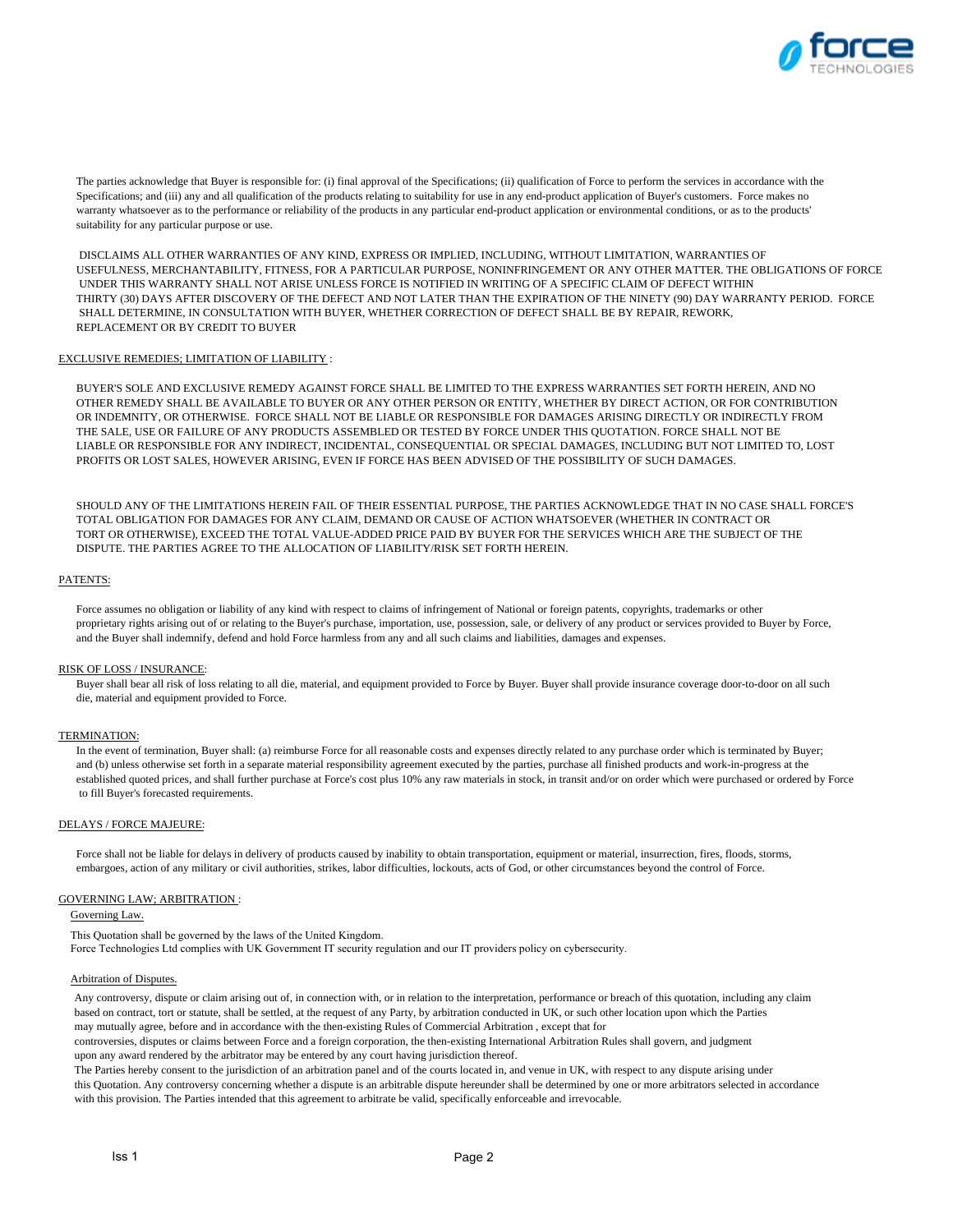The parties acknowledge that Buyer is responsible for: (i) final approval of the Specifications; (ii) qualification of Force to perform the services in accordance with the Specifications; and (iii) any and all qualification of the products relating to suitability for use in any end-product application of Buyer's customers. Force makes no warranty whatsoever as to the performance or reliability of the products in any particular end-product application or environmental conditions, or as to the products' suitability for any particular purpose or use.

DISCLAIMS ALL OTHER WARRANTIES OF ANY KIND, EXPRESS OR IMPLIED, INCLUDING, WITHOUT LIMITATION, WARRANTIES OF USEFULNESS, MERCHANTABILITY, FITNESS, FOR A PARTICULAR PURPOSE, NONINFRINGEMENT OR ANY OTHER MATTER. THE OBLIGATIONS OF FORCE UNDER THIS WARRANTY SHALL NOT ARISE UNLESS FORCE IS NOTIFIED IN WRITING OF A SPECIFIC CLAIM OF DEFECT WITHIN THIRTY (30) DAYS AFTER DISCOVERY OF THE DEFECT AND NOT LATER THAN THE EXPIRATION OF THE NINETY (90) DAY WARRANTY PERIOD. FORCE SHALL DETERMINE, IN CONSULTATION WITH BUYER, WHETHER CORRECTION OF DEFECT SHALL BE BY REPAIR, REWORK, REPLACEMENT OR BY CREDIT TO BUYER

EXCLUSIVE REMEDIES; LIMITATION OF LIABILITY :

BUYER'S SOLE AND EXCLUSIVE REMEDY AGAINST FORCE SHALL BE LIMITED TO THE EXPRESS WARRANTIES SET FORTH HEREIN, AND NO OTHER REMEDY SHALL BE AVAILABLE TO BUYER OR ANY OTHER PERSON OR ENTITY, WHETHER BY DIRECT ACTION, OR FOR CONTRIBUTION OR INDEMNITY, OR OTHERWISE. FORCE SHALL NOT BE LIABLE OR RESPONSIBLE FOR DAMAGES ARISING DIRECTLY OR INDIRECTLY FROM THE SALE, USE OR FAILURE OF ANY PRODUCTS ASSEMBLED OR TESTED BY FORCE UNDER THIS QUOTATION. FORCE SHALL NOT BE LIABLE OR RESPONSIBLE FOR ANY INDIRECT, INCIDENTAL, CONSEQUENTIAL OR SPECIAL DAMAGES, INCLUDING BUT NOT LIMITED TO, LOST PROFITS OR LOST SALES, HOWEVER ARISING, EVEN IF FORCE HAS BEEN ADVISED OF THE POSSIBILITY OF SUCH DAMAGES.

SHOULD ANY OF THE LIMITATIONS HEREIN FAIL OF THEIR ESSENTIAL PURPOSE, THE PARTIES ACKNOWLEDGE THAT IN NO CASE SHALL FORCE'S TOTAL OBLIGATION FOR DAMAGES FOR ANY CLAIM, DEMAND OR CAUSE OF ACTION WHATSOEVER (WHETHER IN CONTRACT OR TORT OR OTHERWISE), EXCEED THE TOTAL VALUE-ADDED PRICE PAID BY BUYER FOR THE SERVICES WHICH ARE THE SUBJECT OF THE DISPUTE. THE PARTIES AGREE TO THE ALLOCATION OF LIABILITY/RISK SET FORTH HEREIN.

PATENTS:

Force assumes no obligation or liability of any kind with respect to claims of infringement of National or foreign patents, copyrights, trademarks or other proprietary rights arising out of or relating to the Buyer's purchase, importation, use, possession, sale, or delivery of any product or services provided to Buyer by Force, and the Buyer shall indemnify, defend and hold Force harmless from any and all such claims and liabilities, damages and expenses.

RISK OF LOSS / INSURANCE:

Buyer shall bear all risk of loss relating to all die, material, and equipment provided to Force by Buyer. Buyer shall provide insurance coverage door-to-door on all such die, material and equipment provided to Force.

TERMINATION:

In the event of termination, Buyer shall: (a) reimburse Force for all reasonable costs and expenses directly related to any purchase order which is terminated by Buyer; and (b) unless otherwise set forth in a separate material responsibility agreement executed by the parties, purchase all finished products and work-in-progress at the established quoted prices, and shall further purchase at Force's cost plus 10% any raw materials in stock, in transit and/or on order which were purchased or ordered by Force to fill Buyer's forecasted requirements.

DELAYS / FORCE MAJEURE:

Force shall not be liable for delays in delivery of products caused by inability to obtain transportation, equipment or material, insurrection, fires, floods, storms, embargoes, action of any military or civil authorities, strikes, labor difficulties, lockouts, acts of God, or other circumstances beyond the control of Force.

GOVERNING LAW; ARBITRATION :

Governing Law.

This Quotation shall be governed by the laws of the United Kingdom.
Force Technologies Ltd complies with UK Government IT security regulation and our IT providers policy on cybersecurity.

Arbitration of Disputes.

Any controversy, dispute or claim arising out of, in connection with, or in relation to the interpretation, performance or breach of this quotation, including any claim based on contract, tort or statute, shall be settled, at the request of any Party, by arbitration conducted in UK, or such other location upon which the Parties may mutually agree, before and in accordance with the then-existing Rules of Commercial Arbitration , except that for controversies, disputes or claims between Force and a foreign corporation, the then-existing International Arbitration Rules shall govern, and judgment upon any award rendered by the arbitrator may be entered by any court having jurisdiction thereof.
The Parties hereby consent to the jurisdiction of an arbitration panel and of the courts located in, and venue in UK, with respect to any dispute arising under this Quotation. Any controversy concerning whether a dispute is an arbitrable dispute hereunder shall be determined by one or more arbitrators selected in accordance with this provision. The Parties intended that this agreement to arbitrate be valid, specifically enforceable and irrevocable.

Iss 1